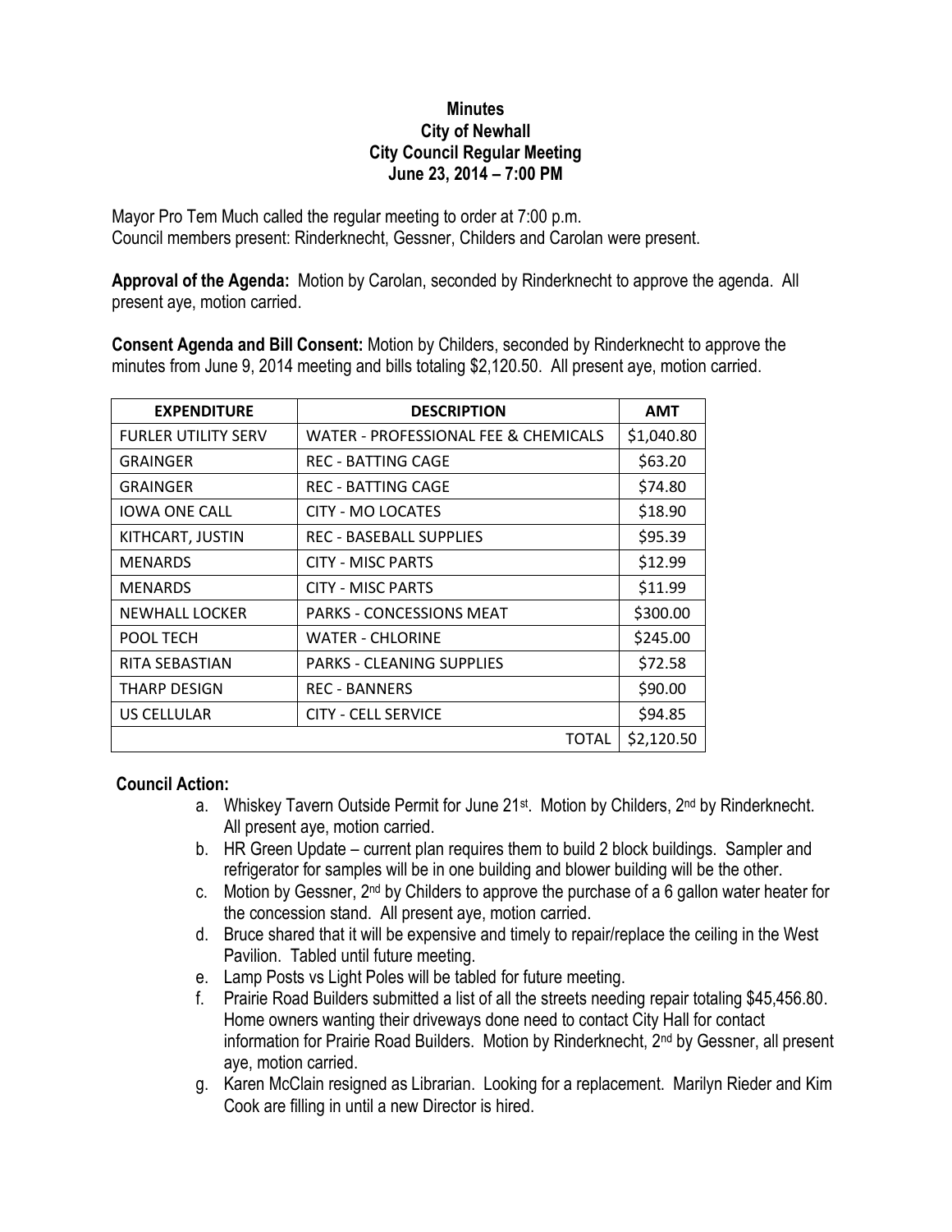**Minutes**
**City of Newhall**
**City Council Regular Meeting**
**June 23, 2014 – 7:00 PM**

Mayor Pro Tem Much called the regular meeting to order at 7:00 p.m.
Council members present: Rinderknecht, Gessner, Childers and Carolan were present.

**Approval of the Agenda:** Motion by Carolan, seconded by Rinderknecht to approve the agenda. All present aye, motion carried.

**Consent Agenda and Bill Consent:** Motion by Childers, seconded by Rinderknecht to approve the minutes from June 9, 2014 meeting and bills totaling $2,120.50. All present aye, motion carried.

| EXPENDITURE | DESCRIPTION | AMT |
|---|---|---|
| FURLER UTILITY SERV | WATER - PROFESSIONAL FEE & CHEMICALS | $1,040.80 |
| GRAINGER | REC - BATTING CAGE | $63.20 |
| GRAINGER | REC - BATTING CAGE | $74.80 |
| IOWA ONE CALL | CITY - MO LOCATES | $18.90 |
| KITHCART, JUSTIN | REC - BASEBALL SUPPLIES | $95.39 |
| MENARDS | CITY - MISC PARTS | $12.99 |
| MENARDS | CITY - MISC PARTS | $11.99 |
| NEWHALL LOCKER | PARKS - CONCESSIONS MEAT | $300.00 |
| POOL TECH | WATER - CHLORINE | $245.00 |
| RITA SEBASTIAN | PARKS - CLEANING SUPPLIES | $72.58 |
| THARP DESIGN | REC - BANNERS | $90.00 |
| US CELLULAR | CITY - CELL SERVICE | $94.85 |
| | TOTAL | $2,120.50 |

**Council Action:**

a. Whiskey Tavern Outside Permit for June 21st. Motion by Childers, 2nd by Rinderknecht. All present aye, motion carried.
b. HR Green Update – current plan requires them to build 2 block buildings. Sampler and refrigerator for samples will be in one building and blower building will be the other.
c. Motion by Gessner, 2nd by Childers to approve the purchase of a 6 gallon water heater for the concession stand. All present aye, motion carried.
d. Bruce shared that it will be expensive and timely to repair/replace the ceiling in the West Pavilion. Tabled until future meeting.
e. Lamp Posts vs Light Poles will be tabled for future meeting.
f. Prairie Road Builders submitted a list of all the streets needing repair totaling $45,456.80. Home owners wanting their driveways done need to contact City Hall for contact information for Prairie Road Builders. Motion by Rinderknecht, 2nd by Gessner, all present aye, motion carried.
g. Karen McClain resigned as Librarian. Looking for a replacement. Marilyn Rieder and Kim Cook are filling in until a new Director is hired.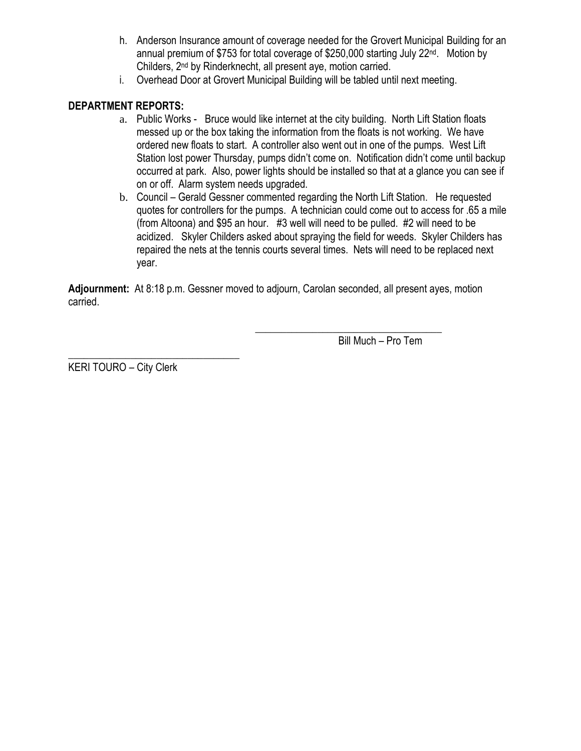h. Anderson Insurance amount of coverage needed for the Grovert Municipal Building for an annual premium of $753 for total coverage of $250,000 starting July 22nd. Motion by Childers, 2nd by Rinderknecht, all present aye, motion carried.

i. Overhead Door at Grovert Municipal Building will be tabled until next meeting.

**DEPARTMENT REPORTS:**

a. Public Works - Bruce would like internet at the city building. North Lift Station floats messed up or the box taking the information from the floats is not working. We have ordered new floats to start. A controller also went out in one of the pumps. West Lift Station lost power Thursday, pumps didn't come on. Notification didn't come until backup occurred at park. Also, power lights should be installed so that at a glance you can see if on or off. Alarm system needs upgraded.

b. Council – Gerald Gessner commented regarding the North Lift Station. He requested quotes for controllers for the pumps. A technician could come out to access for .65 a mile (from Altoona) and $95 an hour. #3 well will need to be pulled. #2 will need to be acidized. Skyler Childers asked about spraying the field for weeds. Skyler Childers has repaired the nets at the tennis courts several times. Nets will need to be replaced next year.

**Adjournment:** At 8:18 p.m. Gessner moved to adjourn, Carolan seconded, all present ayes, motion carried.

\_\_\_\_\_\_\_\_\_\_\_\_\_\_\_\_\_\_\_\_\_\_\_\_\_\_\_\_\_\_\_\_\_\_\_\_
Bill Much – Pro Tem

\_\_\_\_\_\_\_\_\_\_\_\_\_\_\_\_\_\_\_\_\_\_\_\_\_\_\_\_\_\_\_\_\_\_\_\_
KERI TOURO – City Clerk